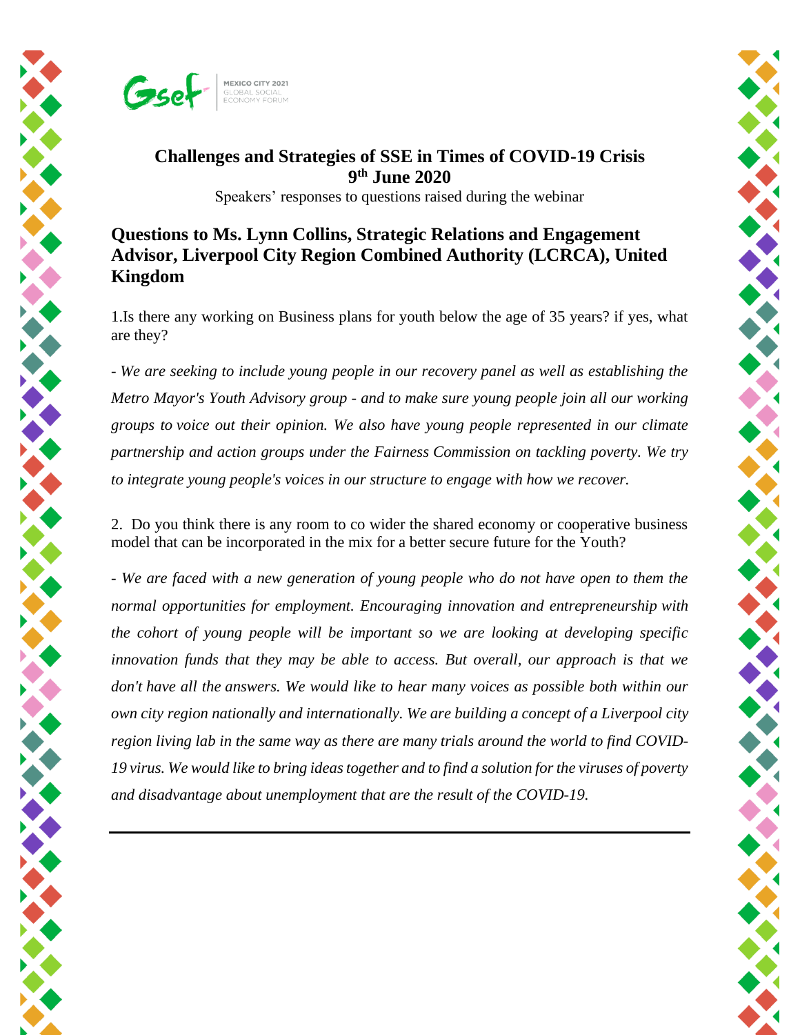Gsef MEXICO CITY 2021 GLOBAL SOCIAL ECONOMY FORUM

# Challenges and Strategies of SSE in Times of COVID-19 Crisis
## 9th June 2020

Speakers' responses to questions raised during the webinar

## Questions to Ms. Lynn Collins, Strategic Relations and Engagement Advisor, Liverpool City Region Combined Authority (LCRCA), United Kingdom

1.Is there any working on Business plans for youth below the age of 35 years? if yes, what are they?

*- We are seeking to include young people in our recovery panel as well as establishing the Metro Mayor's Youth Advisory group - and to make sure young people join all our working groups to voice out their opinion. We also have young people represented in our climate partnership and action groups under the Fairness Commission on tackling poverty. We try to integrate young people's voices in our structure to engage with how we recover.*

2. Do you think there is any room to co wider the shared economy or cooperative business model that can be incorporated in the mix for a better secure future for the Youth?

*- We are faced with a new generation of young people who do not have open to them the normal opportunities for employment. Encouraging innovation and entrepreneurship with the cohort of young people will be important so we are looking at developing specific innovation funds that they may be able to access. But overall, our approach is that we don't have all the answers. We would like to hear many voices as possible both within our own city region nationally and internationally. We are building a concept of a Liverpool city region living lab in the same way as there are many trials around the world to find COVID-19 virus. We would like to bring ideas together and to find a solution for the viruses of poverty and disadvantage about unemployment that are the result of the COVID-19.*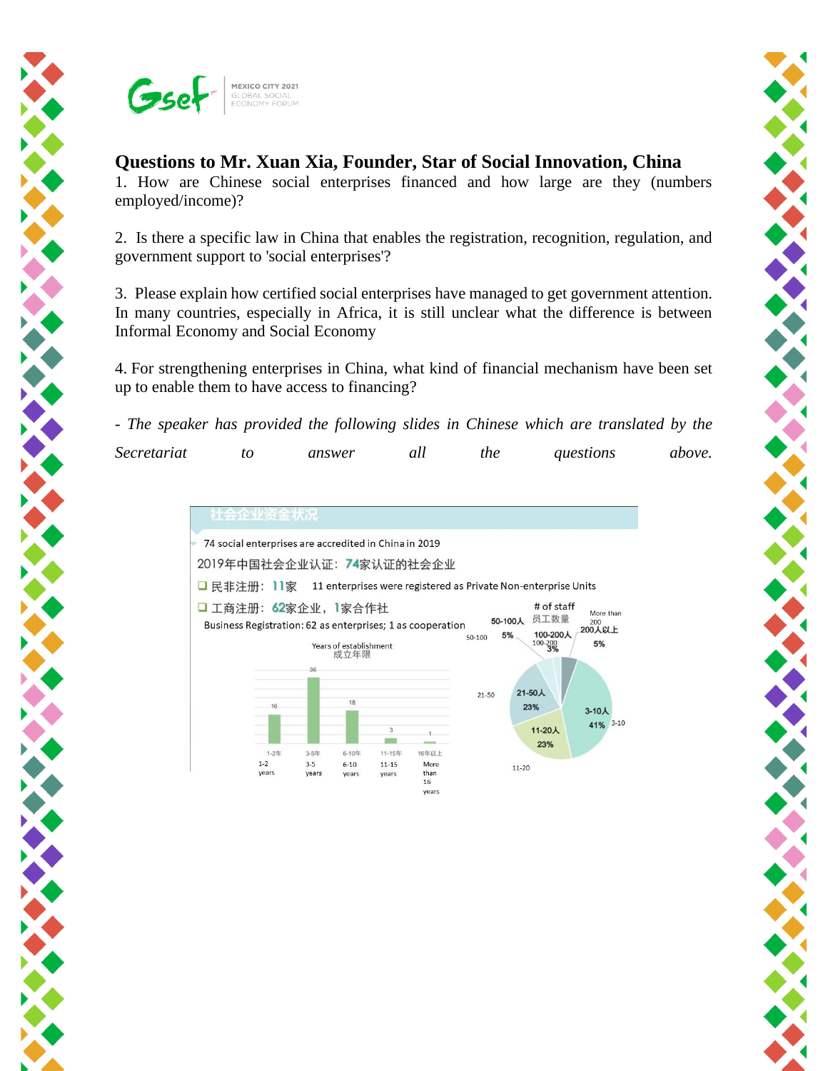**MEXICO CITY 2021**
GLOBAL SOCIAL ECONOMY FORUM

## Questions to Mr. Xuan Xia, Founder, Star of Social Innovation, China

1. How are Chinese social enterprises financed and how large are they (numbers employed/income)?

2. Is there a specific law in China that enables the registration, recognition, regulation, and government support to 'social enterprises'?

3. Please explain how certified social enterprises have managed to get government attention. In many countries, especially in Africa, it is still unclear what the difference is between Informal Economy and Social Economy

4. For strengthening enterprises in China, what kind of financial mechanism have been set up to enable them to have access to financing?

*- The speaker has provided the following slides in Chinese which are translated by the Secretariat to answer all the questions above.*

社会企业资金状况

74 social enterprises are accredited in China in 2019

2019年中国社会企业认证：74家认证的社会企业

- 民非注册：11家 — 11 enterprises were registered as Private Non-enterprise Units
- 工商注册：62家企业，1家合作社 — Business Registration: 62 as enterprises; 1 as cooperation

Years of establishment 成立年限

| Years | Number |
|---|---|
| 1-2年 (1-2 years) | 16 |
| 3-5年 (3-5 years) | 36 |
| 6-10年 (6-10 years) | 18 |
| 11-15年 (11-15 years) | 3 |
| 16年以上 (More than 16 years) | 1 |

# of staff 员工数量

| Staff | Share |
|---|---|
| 3-10人 (3-10) | 41% |
| 11-20人 (11-20) | 23% |
| 21-50人 (21-50) | 23% |
| 50-100人 (50-100) | 5% |
| 100-200人 (100-200) | 3% |
| 200人以上 (More than 200) | 5% |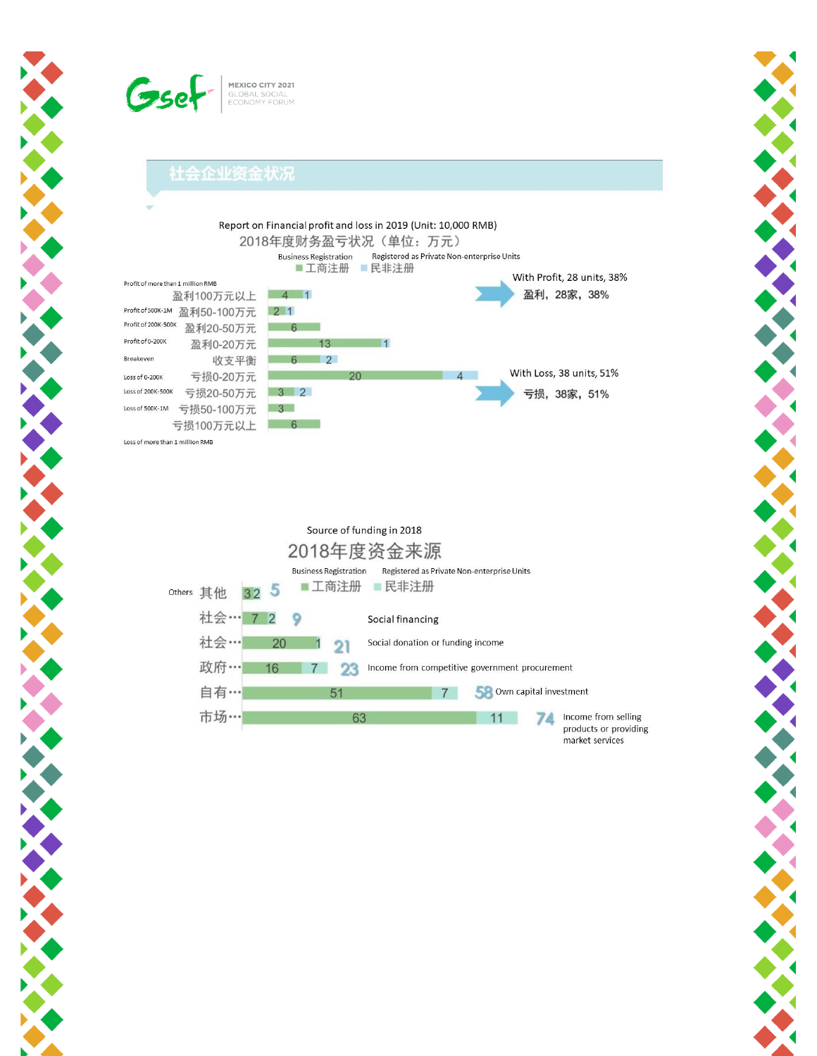## 社会企业资金状况

Report on Financial profit and loss in 2019 (Unit: 10,000 RMB)

2018年度财务盈亏状况（单位：万元）

| | 工商注册 Business Registration | 民非注册 Registered as Private Non-enterprise Units |
|---|---|---|
| 盈利100万元以上 Profit of more than 1 million RMB | 4 | 1 |
| 盈利50-100万元 Profit of 500K-1M | 2 | 1 |
| 盈利20-50万元 Profit of 200K-500K | 6 | |
| 盈利0-20万元 Profit of 0-200K | 13 | 1 |
| 收支平衡 Breakeven | 6 | 2 |
| 亏损0-20万元 Loss of 0-200K | 20 | 4 |
| 亏损20-50万元 Loss of 200K-500K | 3 | 2 |
| 亏损50-100万元 Loss of 500K-1M | 3 | |
| 亏损100万元以上 Loss of more than 1 million RMB | 6 | |

With Profit, 28 units, 38%
盈利，28家，38%

With Loss, 38 units, 51%
亏损，38家，51%

Source of funding in 2018

2018年度资金来源

| | 工商注册 Business Registration | 民非注册 Registered as Private Non-enterprise Units | Total |
|---|---|---|---|
| 其他 Others | 3 | 2 | 5 |
| 社会… Social financing | 7 | 2 | 9 |
| 社会… Social donation or funding income | 20 | 1 | 21 |
| 政府… Income from competitive government procurement | 16 | 7 | 23 |
| 自有… Own capital investment | 51 | 7 | 58 |
| 市场… Income from selling products or providing market services | 63 | 11 | 74 |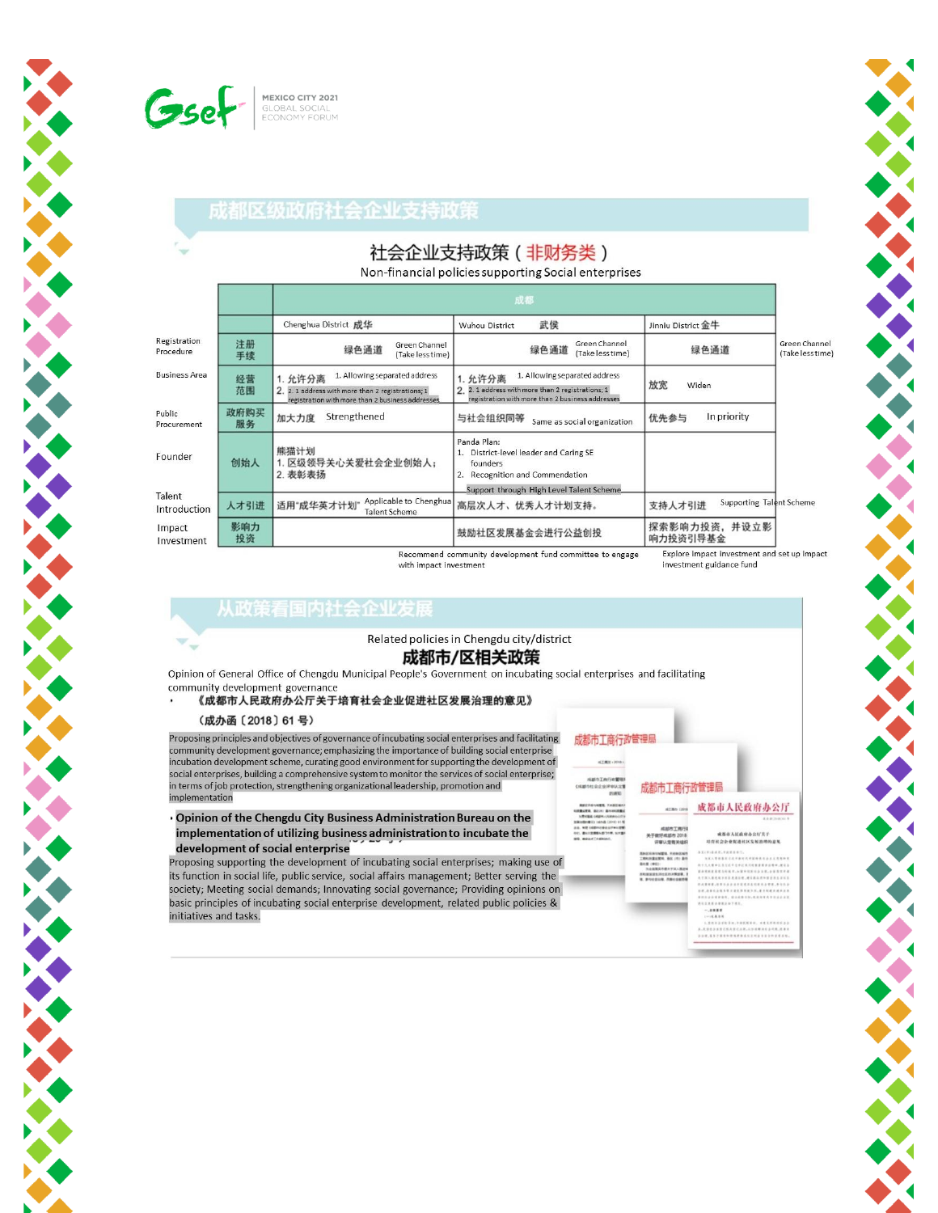## 成都区级政府社会企业支持政策

### 社会企业支持政策（非财务类）

Non-financial policies supporting Social enterprises

| | | 成都 | | |
|---|---|---|---|---|
| | | Chenghua District 成华 | Wuhou District 武侯 | Jinniu District 金牛 |
| Registration Procedure | 注册手续 | 绿色通道 Green Channel (Take less time) | 绿色通道 Green Channel (Take less time) | 绿色通道 Green Channel (Take less time) |
| Business Area | 经营范围 | 1. 允许分离 1. Allowing separated address<br>2. 2. 1 address with more than 2 registrations; 1 registration with more than 2 business addresses | 1. 允许分离 1. Allowing separated address<br>2. 2. 1 address with more than 2 registrations; 1 registration with more than 2 business addresses | 放宽 Widen |
| Public Procurement | 政府购买服务 | 加大力度 Strengthened | 与社会组织同等 Same as social organization | 优先参与 In priority |
| Founder | 创始人 | 熊猫计划<br>1. 区级领导关心关爱社会企业创始人；<br>2. 表彰表扬 | Panda Plan:<br>1. District-level leader and Caring SE founders<br>2. Recognition and Commendation | |
| Talent Introduction | 人才引进 | 适用"成华英才计划" Applicable to Chenghua Talent Scheme | 高层次人才、优秀人才计划支持。 Support through High Level Talent Scheme | 支持人才引进 Supporting Talent Scheme |
| Impact Investment | 影响力投资 | | 鼓励社区发展基金会进行公益创投 Recommend community development fund committee to engage with impact investment | 探索影响力投资，并设立影响力投资引导基金 Explore impact investment and set up impact investment guidance fund |

## 从政策看国内社会企业发展

Related policies in Chengdu city/district

### 成都市/区相关政策

Opinion of General Office of Chengdu Municipal People's Government on incubating social enterprises and facilitating community development governance

- **《成都市人民政府办公厅关于培育社会企业促进社区发展治理的意见》**

  **（成办函〔2018〕61 号）**

Proposing principles and objectives of governance of incubating social enterprises and facilitating community development governance; emphasizing the importance of social enterprise incubation development scheme, curating good environment for supporting the development of social enterprises, building a comprehensive system to monitor the services of social enterprise; in terms of job protection, strengthening organizational leadership, promotion and implementation

- **Opinion of the Chengdu City Business Administration Bureau on the implementation of utilizing business administration to incubate the development of social enterprise**

Proposing supporting the development of incubating social enterprises; making use of its function in social life, public service, social affairs management; Better serving the society; Meeting social demands; Providing opinions on basic principles of incubating social enterprise development, related public policies & initiatives and tasks.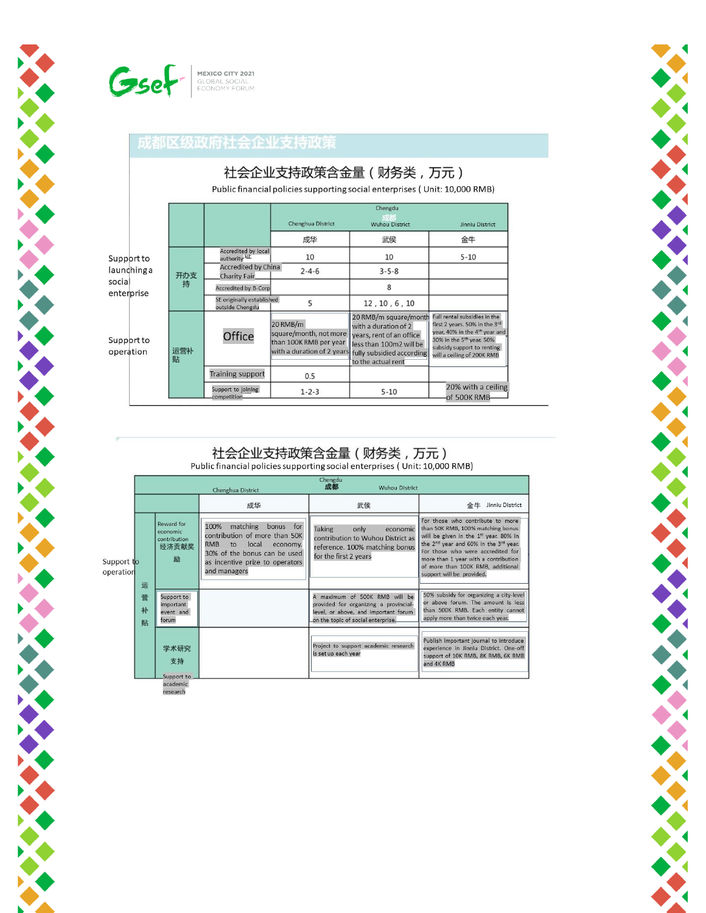## 成都区级政府社会企业支持政策

### 社会企业支持政策含金量（财务类，万元）

Public financial policies supporting social enterprises ( Unit: 10,000 RMB)

| | | | Chengdu 成都 | |
|---|---|---|---|---|
| | | Chenghua District | Wuhou District | Jinniu District |
| | | 成华 | 武侯 | 金牛 |
| Support to launching a social enterprise 开办支持 | Accredited by local authority | 10 | 10 | 5-10 |
| | Accredited by China Charity Fair | 2-4-6 | 3-5-8 | |
| | Accredited by B-Corp | | 8 | |
| | SE originally established outside Chengdu | 5 | 12，10，6，10 | |
| Support to operation 运营补贴 | Office | 20 RMB/m square/month, not more than 100K RMB per year with a duration of 2 years | 20 RMB/m square/month with a duration of 2 years, rent of an office less than 100m2 will be fully subsidied according to the actual rent | Full rental subsidies in the first 2 years. 50% in the 3rd year, 40% in the 4th year and 30% in the 5th year. 50% subsidy support to renting will a ceiling of 200K RMB |
| | Training support | 0.5 | | |
| | Support to joining competition | 1-2-3 | 5-10 | 20% with a ceiling of 500K RMB |

### 社会企业支持政策含金量（财务类，万元）

Public financial policies supporting social enterprises ( Unit: 10,000 RMB)

| | | Chengdu 成都 | | |
|---|---|---|---|---|
| | | Chenghua District | Wuhou District | Jinniu District |
| | | 成华 | 武侯 | 金牛 |
| Support to operation 运营补贴 | Reward for economic contribution 经济贡献奖励 | 100% matching bonus for contribution of more than 50K RMB to local economy. 30% of the bonus can be used as incentive prize to operators and managers | Taking only economic contribution to Wuhou District as reference. 100% matching bonus for the first 2 years | For those who contribute to more than 50K RMB, 100% matching bonus will be given in the 1st year. 80% in the 2nd year and 60% in the 3rd year. For those who were accredited for more than 1 year with a contribution of more than 100K RMB, additional support will be provided. |
| | Support to important event and forum | | A maximum of 500K RMB will be provided for organizing a provincial-level, or above, and important forum on the topic of social enterprise. | 50% subsidy for organizing a city-level or above forum. The amount is less than 500K RMB. Each entity cannot apply more than twice each year. |
| | 学术研究支持 Support to academic research | | Project to support academic research is set up each year | Publish important journal to introduce experience in Jinniu District. One-off support of 10K RMB, 8K RMB, 6K RMB and 4K RMB |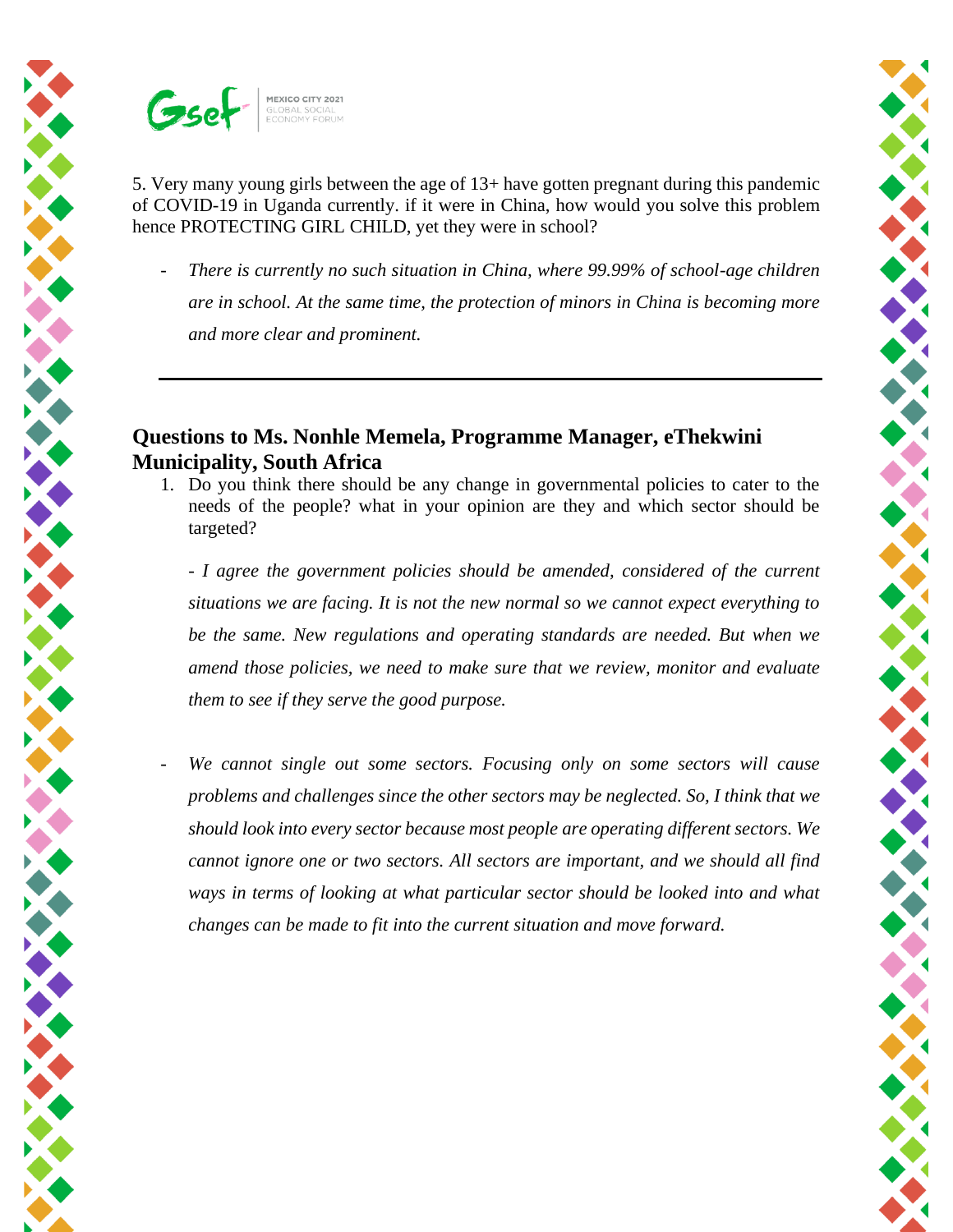5. Very many young girls between the age of 13+ have gotten pregnant during this pandemic of COVID-19 in Uganda currently. if it were in China, how would you solve this problem hence PROTECTING GIRL CHILD, yet they were in school?

- *There is currently no such situation in China, where 99.99% of school-age children are in school. At the same time, the protection of minors in China is becoming more and more clear and prominent.*

---

## Questions to Ms. Nonhle Memela, Programme Manager, eThekwini Municipality, South Africa

1. Do you think there should be any change in governmental policies to cater to the needs of the people? what in your opinion are they and which sector should be targeted?

   *- I agree the government policies should be amended, considered of the current situations we are facing. It is not the new normal so we cannot expect everything to be the same. New regulations and operating standards are needed. But when we amend those policies, we need to make sure that we review, monitor and evaluate them to see if they serve the good purpose.*

   - *We cannot single out some sectors. Focusing only on some sectors will cause problems and challenges since the other sectors may be neglected. So, I think that we should look into every sector because most people are operating different sectors. We cannot ignore one or two sectors. All sectors are important, and we should all find ways in terms of looking at what particular sector should be looked into and what changes can be made to fit into the current situation and move forward.*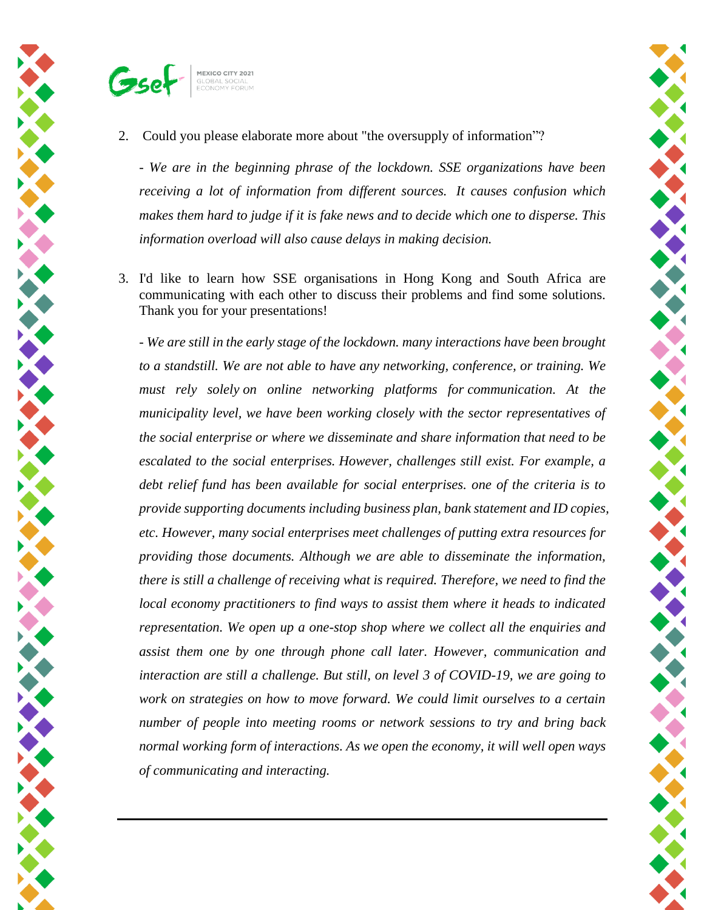2. Could you please elaborate more about "the oversupply of information"?

   *- We are in the beginning phrase of the lockdown. SSE organizations have been receiving a lot of information from different sources. It causes confusion which makes them hard to judge if it is fake news and to decide which one to disperse. This information overload will also cause delays in making decision.*

3. I'd like to learn how SSE organisations in Hong Kong and South Africa are communicating with each other to discuss their problems and find some solutions. Thank you for your presentations!

   *- We are still in the early stage of the lockdown. many interactions have been brought to a standstill. We are not able to have any networking, conference, or training. We must rely solely on online networking platforms for communication. At the municipality level, we have been working closely with the sector representatives of the social enterprise or where we disseminate and share information that need to be escalated to the social enterprises. However, challenges still exist. For example, a debt relief fund has been available for social enterprises. one of the criteria is to provide supporting documents including business plan, bank statement and ID copies, etc. However, many social enterprises meet challenges of putting extra resources for providing those documents. Although we are able to disseminate the information, there is still a challenge of receiving what is required. Therefore, we need to find the local economy practitioners to find ways to assist them where it heads to indicated representation. We open up a one-stop shop where we collect all the enquiries and assist them one by one through phone call later. However, communication and interaction are still a challenge. But still, on level 3 of COVID-19, we are going to work on strategies on how to move forward. We could limit ourselves to a certain number of people into meeting rooms or network sessions to try and bring back normal working form of interactions. As we open the economy, it will well open ways of communicating and interacting.*

---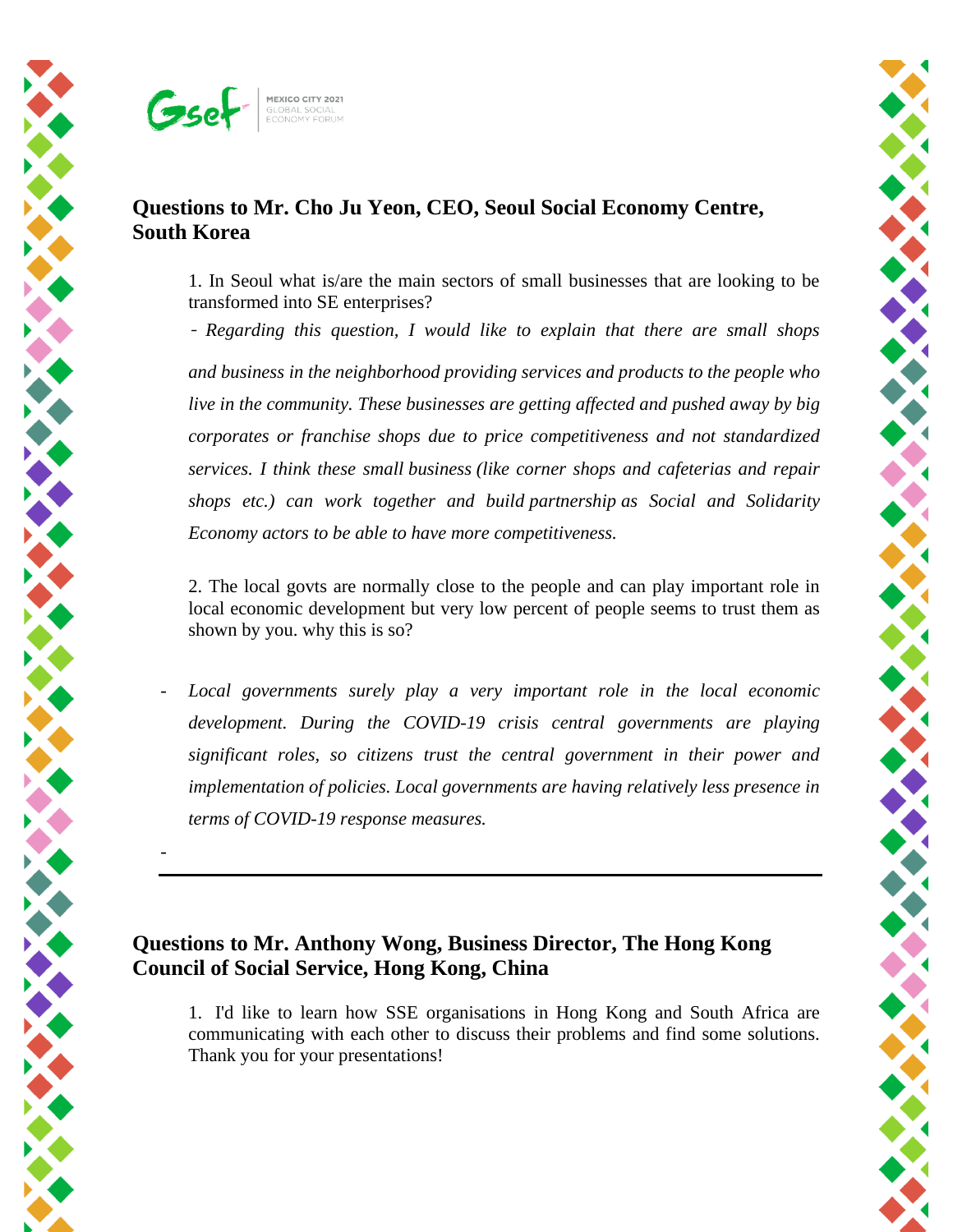## Questions to Mr. Cho Ju Yeon, CEO, Seoul Social Economy Centre, South Korea

1. In Seoul what is/are the main sectors of small businesses that are looking to be transformed into SE enterprises?

   - *Regarding this question, I would like to explain that there are small shops and business in the neighborhood providing services and products to the people who live in the community. These businesses are getting affected and pushed away by big corporates or franchise shops due to price competitiveness and not standardized services. I think these small business (like corner shops and cafeterias and repair shops etc.) can work together and build partnership as Social and Solidarity Economy actors to be able to have more competitiveness.*

2. The local govts are normally close to the people and can play important role in local economic development but very low percent of people seems to trust them as shown by you. why this is so?

- *Local governments surely play a very important role in the local economic development. During the COVID-19 crisis central governments are playing significant roles, so citizens trust the central government in their power and implementation of policies. Local governments are having relatively less presence in terms of COVID-19 response measures.*

-

---

## Questions to Mr. Anthony Wong, Business Director, The Hong Kong Council of Social Service, Hong Kong, China

1. I'd like to learn how SSE organisations in Hong Kong and South Africa are communicating with each other to discuss their problems and find some solutions. Thank you for your presentations!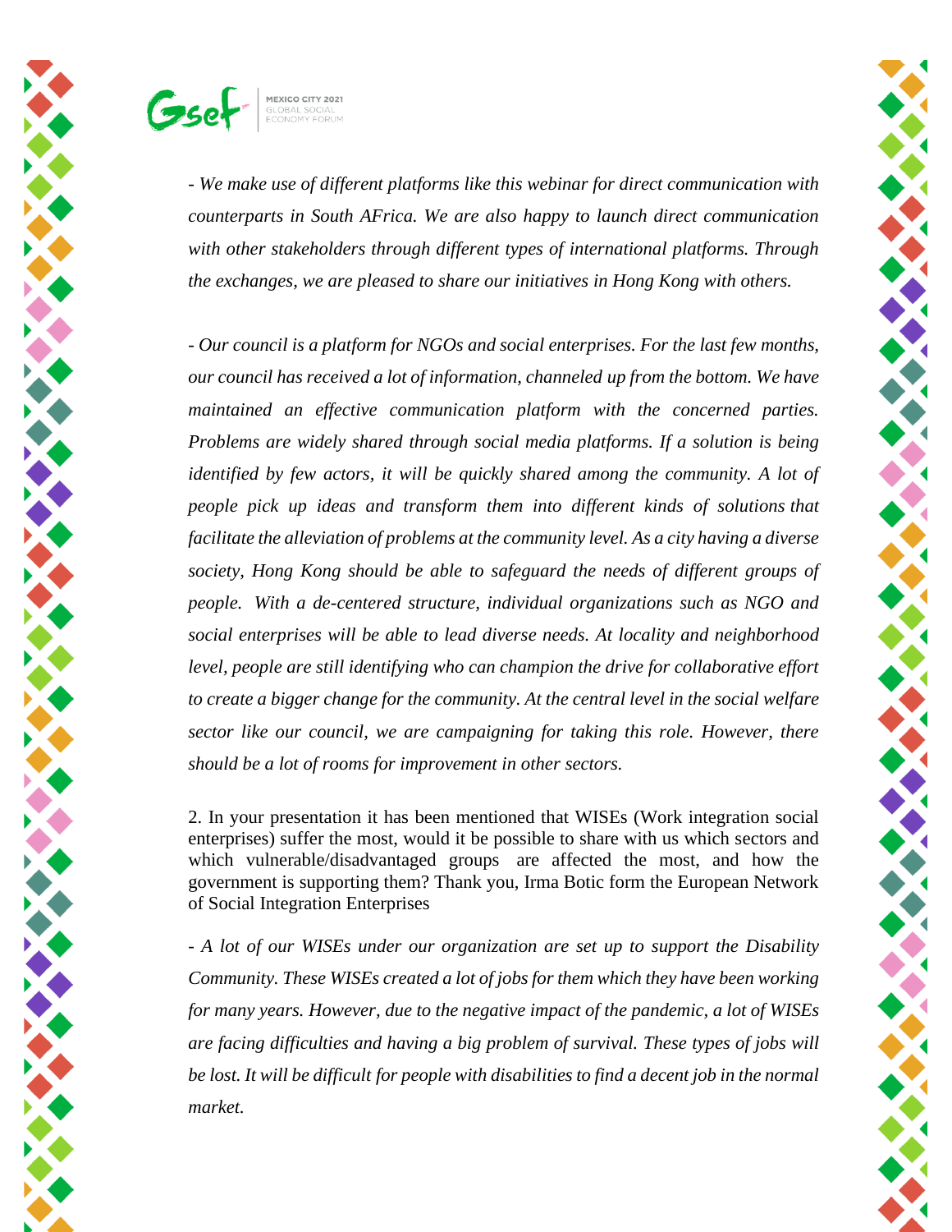*- We make use of different platforms like this webinar for direct communication with counterparts in South AFrica. We are also happy to launch direct communication with other stakeholders through different types of international platforms. Through the exchanges, we are pleased to share our initiatives in Hong Kong with others.*

*- Our council is a platform for NGOs and social enterprises. For the last few months, our council has received a lot of information, channeled up from the bottom. We have maintained an effective communication platform with the concerned parties. Problems are widely shared through social media platforms. If a solution is being identified by few actors, it will be quickly shared among the community. A lot of people pick up ideas and transform them into different kinds of solutions that facilitate the alleviation of problems at the community level. As a city having a diverse society, Hong Kong should be able to safeguard the needs of different groups of people. With a de-centered structure, individual organizations such as NGO and social enterprises will be able to lead diverse needs. At locality and neighborhood level, people are still identifying who can champion the drive for collaborative effort to create a bigger change for the community. At the central level in the social welfare sector like our council, we are campaigning for taking this role. However, there should be a lot of rooms for improvement in other sectors.*

2. In your presentation it has been mentioned that WISEs (Work integration social enterprises) suffer the most, would it be possible to share with us which sectors and which vulnerable/disadvantaged groups are affected the most, and how the government is supporting them? Thank you, Irma Botic form the European Network of Social Integration Enterprises

*- A lot of our WISEs under our organization are set up to support the Disability Community. These WISEs created a lot of jobs for them which they have been working for many years. However, due to the negative impact of the pandemic, a lot of WISEs are facing difficulties and having a big problem of survival. These types of jobs will be lost. It will be difficult for people with disabilities to find a decent job in the normal market.*